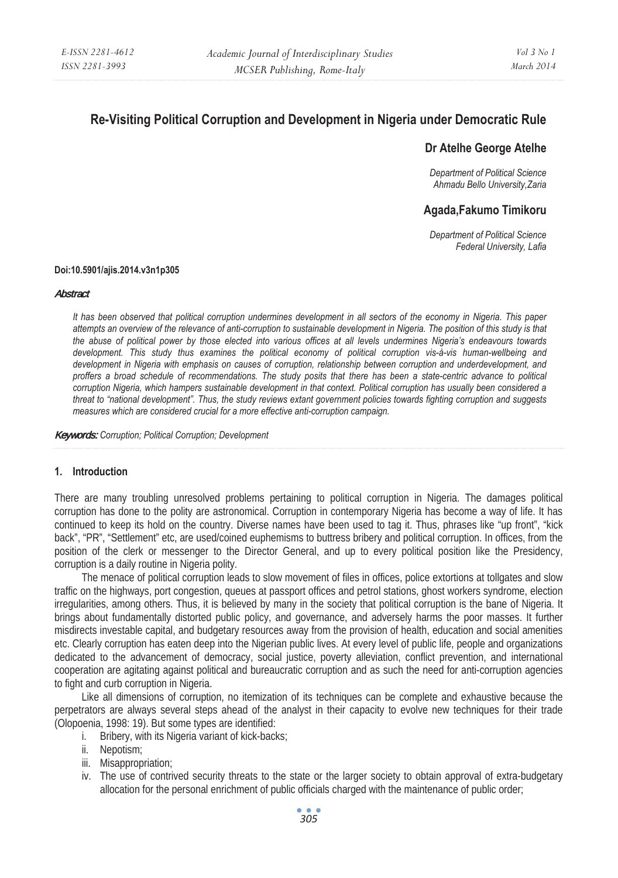# Re-Visiting Political Corruption and Development in Nigeria under Democratic Rule

**Dr Atelhe George Atelhe**

*Department of Political Science*
*Ahmadu Bello University,Zaria*

**Agada,Fakumo Timikoru**

*Department of Political Science*
*Federal University, Lafia*

**Doi:10.5901/ajis.2014.v3n1p305**

### *Abstract*

*It has been observed that political corruption undermines development in all sectors of the economy in Nigeria. This paper attempts an overview of the relevance of anti-corruption to sustainable development in Nigeria. The position of this study is that the abuse of political power by those elected into various offices at all levels undermines Nigeria's endeavours towards development. This study thus examines the political economy of political corruption vis-à-vis human-wellbeing and development in Nigeria with emphasis on causes of corruption, relationship between corruption and underdevelopment, and proffers a broad schedule of recommendations. The study posits that there has been a state-centric advance to political corruption Nigeria, which hampers sustainable development in that context. Political corruption has usually been considered a threat to "national development". Thus, the study reviews extant government policies towards fighting corruption and suggests measures which are considered crucial for a more effective anti-corruption campaign.*

***Keywords:*** *Corruption; Political Corruption; Development*

## 1. Introduction

There are many troubling unresolved problems pertaining to political corruption in Nigeria. The damages political corruption has done to the polity are astronomical. Corruption in contemporary Nigeria has become a way of life. It has continued to keep its hold on the country. Diverse names have been used to tag it. Thus, phrases like "up front", "kick back", "PR", "Settlement" etc, are used/coined euphemisms to buttress bribery and political corruption. In offices, from the position of the clerk or messenger to the Director General, and up to every political position like the Presidency, corruption is a daily routine in Nigeria polity.

The menace of political corruption leads to slow movement of files in offices, police extortions at tollgates and slow traffic on the highways, port congestion, queues at passport offices and petrol stations, ghost workers syndrome, election irregularities, among others. Thus, it is believed by many in the society that political corruption is the bane of Nigeria. It brings about fundamentally distorted public policy, and governance, and adversely harms the poor masses. It further misdirects investable capital, and budgetary resources away from the provision of health, education and social amenities etc. Clearly corruption has eaten deep into the Nigerian public lives. At every level of public life, people and organizations dedicated to the advancement of democracy, social justice, poverty alleviation, conflict prevention, and international cooperation are agitating against political and bureaucratic corruption and as such the need for anti-corruption agencies to fight and curb corruption in Nigeria.

Like all dimensions of corruption, no itemization of its techniques can be complete and exhaustive because the perpetrators are always several steps ahead of the analyst in their capacity to evolve new techniques for their trade (Olopoenia, 1998: 19). But some types are identified:

i. Bribery, with its Nigeria variant of kick-backs;
ii. Nepotism;
iii. Misappropriation;
iv. The use of contrived security threats to the state or the larger society to obtain approval of extra-budgetary allocation for the personal enrichment of public officials charged with the maintenance of public order;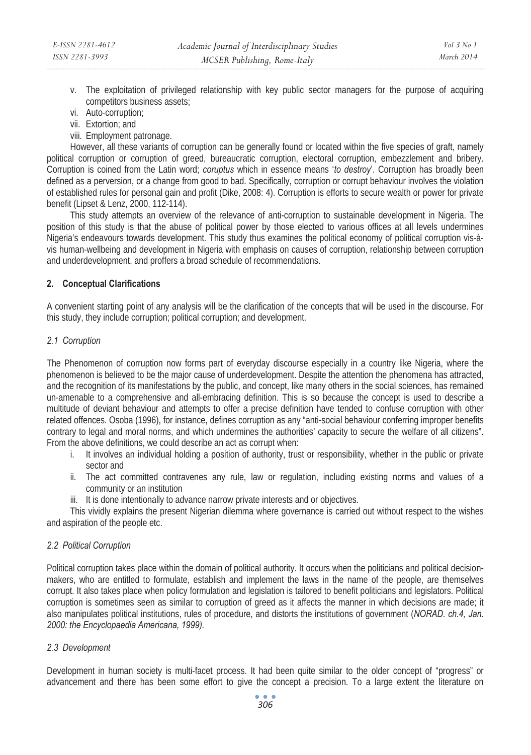v. The exploitation of privileged relationship with key public sector managers for the purpose of acquiring competitors business assets;
vi. Auto-corruption;
vii. Extortion; and
viii. Employment patronage.

However, all these variants of corruption can be generally found or located within the five species of graft, namely political corruption or corruption of greed, bureaucratic corruption, electoral corruption, embezzlement and bribery. Corruption is coined from the Latin word; *coruptus* which in essence means '*to destroy*'. Corruption has broadly been defined as a perversion, or a change from good to bad. Specifically, corruption or corrupt behaviour involves the violation of established rules for personal gain and profit (Dike, 2008: 4). Corruption is efforts to secure wealth or power for private benefit (Lipset & Lenz, 2000, 112-114).

This study attempts an overview of the relevance of anti-corruption to sustainable development in Nigeria. The position of this study is that the abuse of political power by those elected to various offices at all levels undermines Nigeria's endeavours towards development. This study thus examines the political economy of political corruption vis-à-vis human-wellbeing and development in Nigeria with emphasis on causes of corruption, relationship between corruption and underdevelopment, and proffers a broad schedule of recommendations.

## 2. Conceptual Clarifications

A convenient starting point of any analysis will be the clarification of the concepts that will be used in the discourse. For this study, they include corruption; political corruption; and development.

### *2.1 Corruption*

The Phenomenon of corruption now forms part of everyday discourse especially in a country like Nigeria, where the phenomenon is believed to be the major cause of underdevelopment. Despite the attention the phenomena has attracted, and the recognition of its manifestations by the public, and concept, like many others in the social sciences, has remained un-amenable to a comprehensive and all-embracing definition. This is so because the concept is used to describe a multitude of deviant behaviour and attempts to offer a precise definition have tended to confuse corruption with other related offences. Osoba (1996), for instance, defines corruption as any "anti-social behaviour conferring improper benefits contrary to legal and moral norms, and which undermines the authorities' capacity to secure the welfare of all citizens". From the above definitions, we could describe an act as corrupt when:

i. It involves an individual holding a position of authority, trust or responsibility, whether in the public or private sector and
ii. The act committed contravenes any rule, law or regulation, including existing norms and values of a community or an institution
iii. It is done intentionally to advance narrow private interests and or objectives.

This vividly explains the present Nigerian dilemma where governance is carried out without respect to the wishes and aspiration of the people etc.

### *2.2 Political Corruption*

Political corruption takes place within the domain of political authority. It occurs when the politicians and political decision-makers, who are entitled to formulate, establish and implement the laws in the name of the people, are themselves corrupt. It also takes place when policy formulation and legislation is tailored to benefit politicians and legislators. Political corruption is sometimes seen as similar to corruption of greed as it affects the manner in which decisions are made; it also manipulates political institutions, rules of procedure, and distorts the institutions of government (*NORAD. ch.4, Jan. 2000: the Encyclopaedia Americana, 1999).*

### *2.3 Development*

Development in human society is multi-facet process. It had been quite similar to the older concept of "progress" or advancement and there has been some effort to give the concept a precision. To a large extent the literature on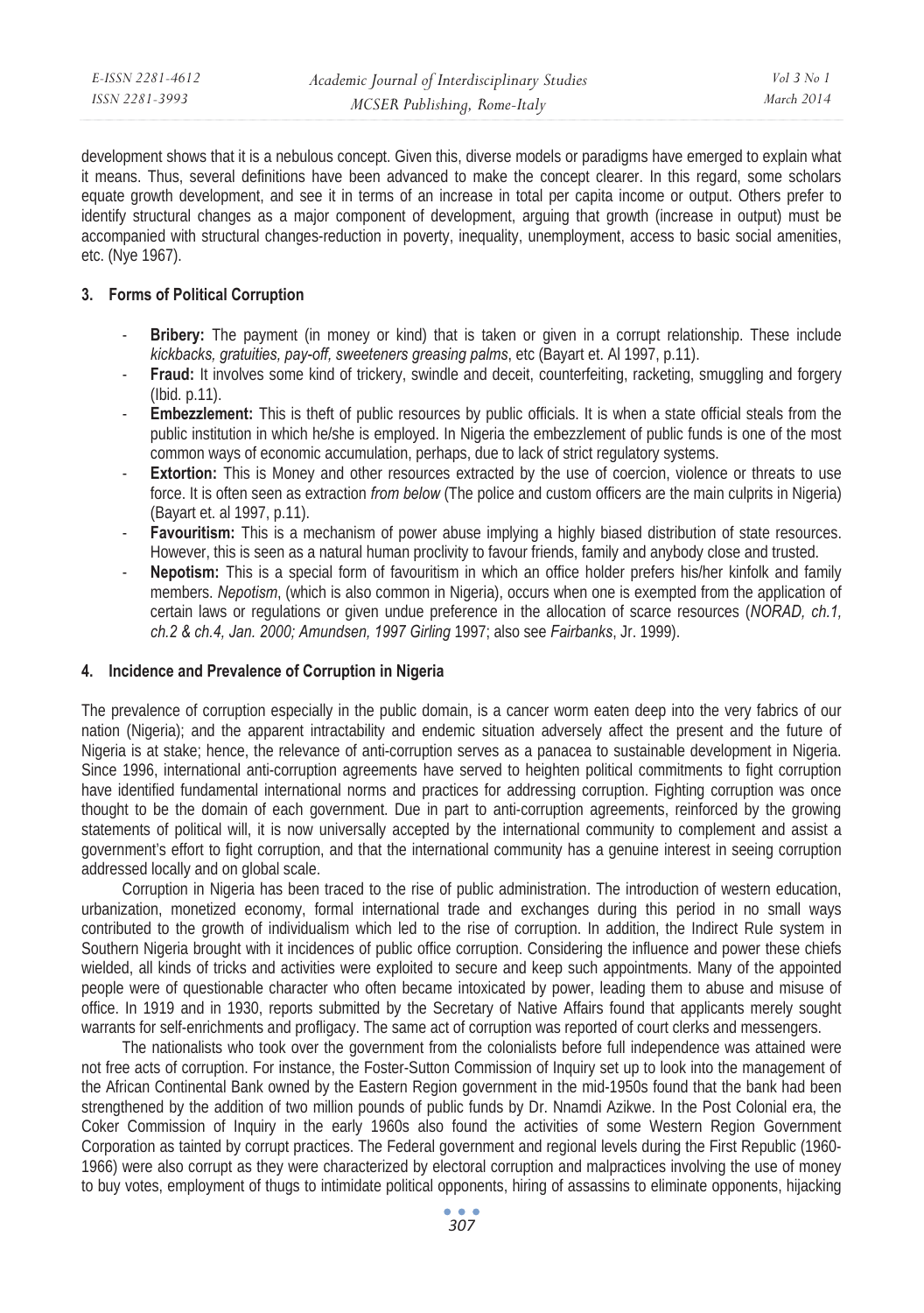development shows that it is a nebulous concept. Given this, diverse models or paradigms have emerged to explain what it means. Thus, several definitions have been advanced to make the concept clearer. In this regard, some scholars equate growth development, and see it in terms of an increase in total per capita income or output. Others prefer to identify structural changes as a major component of development, arguing that growth (increase in output) must be accompanied with structural changes-reduction in poverty, inequality, unemployment, access to basic social amenities, etc. (Nye 1967).

## 3. Forms of Political Corruption

- **Bribery:** The payment (in money or kind) that is taken or given in a corrupt relationship. These include *kickbacks, gratuities, pay-off, sweeteners greasing palms*, etc (Bayart et. Al 1997, p.11).
- **Fraud:** It involves some kind of trickery, swindle and deceit, counterfeiting, racketing, smuggling and forgery (Ibid. p.11).
- **Embezzlement:** This is theft of public resources by public officials. It is when a state official steals from the public institution in which he/she is employed. In Nigeria the embezzlement of public funds is one of the most common ways of economic accumulation, perhaps, due to lack of strict regulatory systems.
- **Extortion:** This is Money and other resources extracted by the use of coercion, violence or threats to use force. It is often seen as extraction *from below* (The police and custom officers are the main culprits in Nigeria) (Bayart et. al 1997, p.11).
- **Favouritism:** This is a mechanism of power abuse implying a highly biased distribution of state resources. However, this is seen as a natural human proclivity to favour friends, family and anybody close and trusted.
- **Nepotism:** This is a special form of favouritism in which an office holder prefers his/her kinfolk and family members. *Nepotism*, (which is also common in Nigeria), occurs when one is exempted from the application of certain laws or regulations or given undue preference in the allocation of scarce resources (*NORAD, ch.1, ch.2 & ch.4, Jan. 2000; Amundsen, 1997 Girling* 1997; also see *Fairbanks*, Jr. 1999).

## 4. Incidence and Prevalence of Corruption in Nigeria

The prevalence of corruption especially in the public domain, is a cancer worm eaten deep into the very fabrics of our nation (Nigeria); and the apparent intractability and endemic situation adversely affect the present and the future of Nigeria is at stake; hence, the relevance of anti-corruption serves as a panacea to sustainable development in Nigeria. Since 1996, international anti-corruption agreements have served to heighten political commitments to fight corruption have identified fundamental international norms and practices for addressing corruption. Fighting corruption was once thought to be the domain of each government. Due in part to anti-corruption agreements, reinforced by the growing statements of political will, it is now universally accepted by the international community to complement and assist a government's effort to fight corruption, and that the international community has a genuine interest in seeing corruption addressed locally and on global scale.

Corruption in Nigeria has been traced to the rise of public administration. The introduction of western education, urbanization, monetized economy, formal international trade and exchanges during this period in no small ways contributed to the growth of individualism which led to the rise of corruption. In addition, the Indirect Rule system in Southern Nigeria brought with it incidences of public office corruption. Considering the influence and power these chiefs wielded, all kinds of tricks and activities were exploited to secure and keep such appointments. Many of the appointed people were of questionable character who often became intoxicated by power, leading them to abuse and misuse of office. In 1919 and in 1930, reports submitted by the Secretary of Native Affairs found that applicants merely sought warrants for self-enrichments and profligacy. The same act of corruption was reported of court clerks and messengers.

The nationalists who took over the government from the colonialists before full independence was attained were not free acts of corruption. For instance, the Foster-Sutton Commission of Inquiry set up to look into the management of the African Continental Bank owned by the Eastern Region government in the mid-1950s found that the bank had been strengthened by the addition of two million pounds of public funds by Dr. Nnamdi Azikwe. In the Post Colonial era, the Coker Commission of Inquiry in the early 1960s also found the activities of some Western Region Government Corporation as tainted by corrupt practices. The Federal government and regional levels during the First Republic (1960-1966) were also corrupt as they were characterized by electoral corruption and malpractices involving the use of money to buy votes, employment of thugs to intimidate political opponents, hiring of assassins to eliminate opponents, hijacking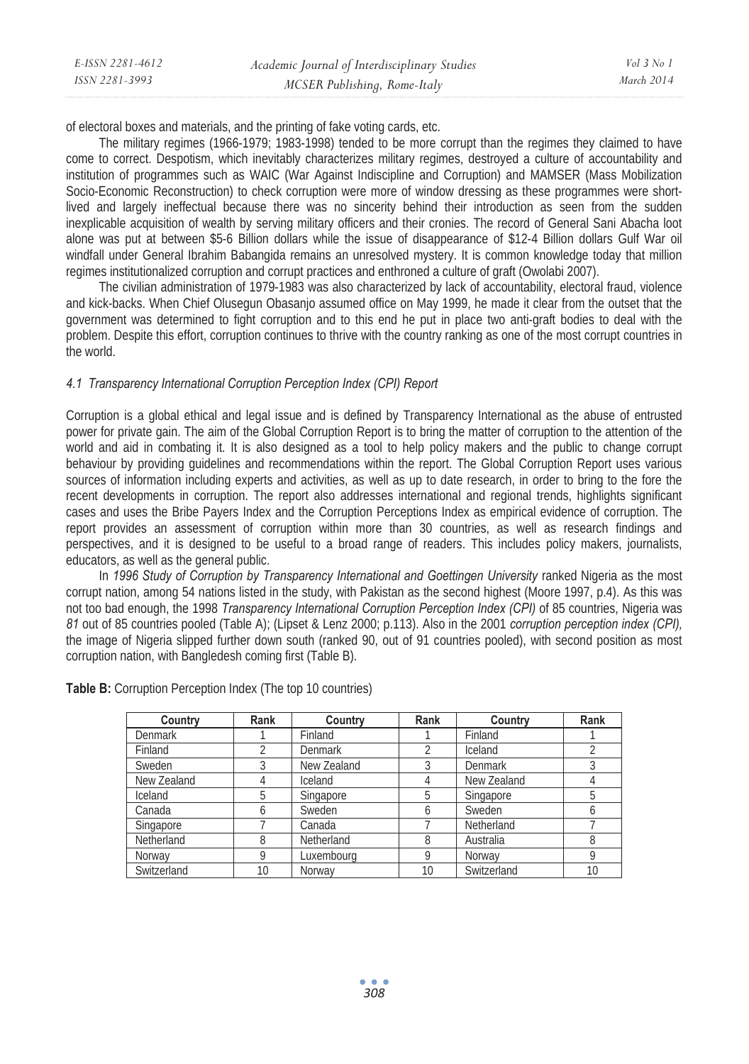of electoral boxes and materials, and the printing of fake voting cards, etc.

The military regimes (1966-1979; 1983-1998) tended to be more corrupt than the regimes they claimed to have come to correct. Despotism, which inevitably characterizes military regimes, destroyed a culture of accountability and institution of programmes such as WAIC (War Against Indiscipline and Corruption) and MAMSER (Mass Mobilization Socio-Economic Reconstruction) to check corruption were more of window dressing as these programmes were short-lived and largely ineffectual because there was no sincerity behind their introduction as seen from the sudden inexplicable acquisition of wealth by serving military officers and their cronies. The record of General Sani Abacha loot alone was put at between $5-6 Billion dollars while the issue of disappearance of $12-4 Billion dollars Gulf War oil windfall under General Ibrahim Babangida remains an unresolved mystery. It is common knowledge today that million regimes institutionalized corruption and corrupt practices and enthroned a culture of graft (Owolabi 2007).

The civilian administration of 1979-1983 was also characterized by lack of accountability, electoral fraud, violence and kick-backs. When Chief Olusegun Obasanjo assumed office on May 1999, he made it clear from the outset that the government was determined to fight corruption and to this end he put in place two anti-graft bodies to deal with the problem. Despite this effort, corruption continues to thrive with the country ranking as one of the most corrupt countries in the world.

### *4.1 Transparency International Corruption Perception Index (CPI) Report*

Corruption is a global ethical and legal issue and is defined by Transparency International as the abuse of entrusted power for private gain. The aim of the Global Corruption Report is to bring the matter of corruption to the attention of the world and aid in combating it. It is also designed as a tool to help policy makers and the public to change corrupt behaviour by providing guidelines and recommendations within the report. The Global Corruption Report uses various sources of information including experts and activities, as well as up to date research, in order to bring to the fore the recent developments in corruption. The report also addresses international and regional trends, highlights significant cases and uses the Bribe Payers Index and the Corruption Perceptions Index as empirical evidence of corruption. The report provides an assessment of corruption within more than 30 countries, as well as research findings and perspectives, and it is designed to be useful to a broad range of readers. This includes policy makers, journalists, educators, as well as the general public.

In *1996 Study of Corruption by Transparency International and Goettingen University* ranked Nigeria as the most corrupt nation, among 54 nations listed in the study, with Pakistan as the second highest (Moore 1997, p.4). As this was not too bad enough, the 1998 *Transparency International Corruption Perception Index (CPI)* of 85 countries, Nigeria was *81* out of 85 countries pooled (Table A); (Lipset & Lenz 2000; p.113). Also in the 2001 *corruption perception index (CPI),* the image of Nigeria slipped further down south (ranked 90, out of 91 countries pooled), with second position as most corruption nation, with Bangledesh coming first (Table B).

**Table B:** Corruption Perception Index (The top 10 countries)

| Country | Rank | Country | Rank | Country | Rank |
|---|---|---|---|---|---|
| Denmark | 1 | Finland | 1 | Finland | 1 |
| Finland | 2 | Denmark | 2 | Iceland | 2 |
| Sweden | 3 | New Zealand | 3 | Denmark | 3 |
| New Zealand | 4 | Iceland | 4 | New Zealand | 4 |
| Iceland | 5 | Singapore | 5 | Singapore | 5 |
| Canada | 6 | Sweden | 6 | Sweden | 6 |
| Singapore | 7 | Canada | 7 | Netherland | 7 |
| Netherland | 8 | Netherland | 8 | Australia | 8 |
| Norway | 9 | Luxembourg | 9 | Norway | 9 |
| Switzerland | 10 | Norway | 10 | Switzerland | 10 |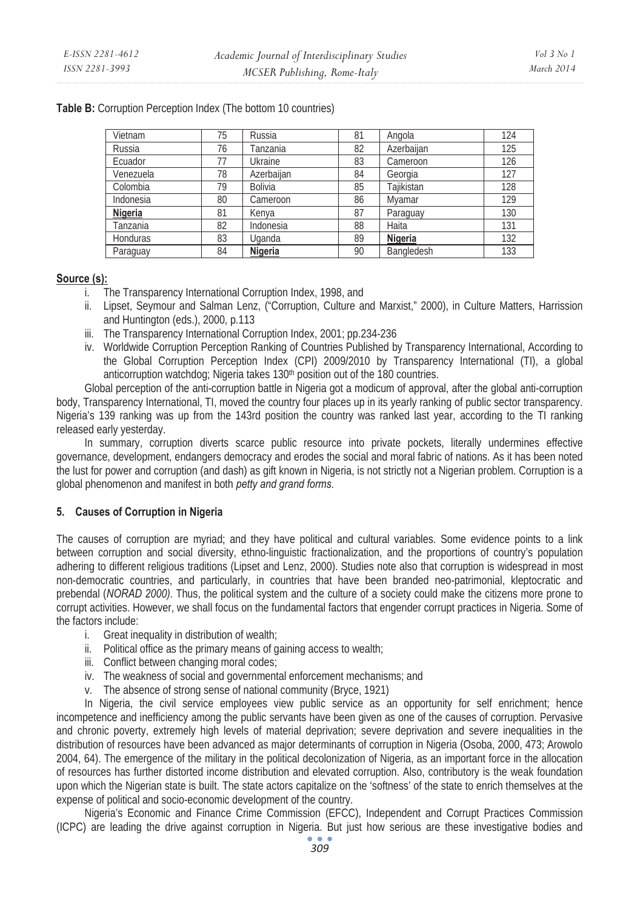**Table B:** Corruption Perception Index (The bottom 10 countries)

| | | | | | |
|---|---|---|---|---|---|
| Vietnam | 75 | Russia | 81 | Angola | 124 |
| Russia | 76 | Tanzania | 82 | Azerbaijan | 125 |
| Ecuador | 77 | Ukraine | 83 | Cameroon | 126 |
| Venezuela | 78 | Azerbaijan | 84 | Georgia | 127 |
| Colombia | 79 | Bolivia | 85 | Tajikistan | 128 |
| Indonesia | 80 | Cameroon | 86 | Myamar | 129 |
| **Nigeria** | 81 | Kenya | 87 | Paraguay | 130 |
| Tanzania | 82 | Indonesia | 88 | Haita | 131 |
| Honduras | 83 | Uganda | 89 | **Nigeria** | 132 |
| Paraguay | 84 | **Nigeria** | 90 | Bangledesh | 133 |

**Source (s):**

i. The Transparency International Corruption Index, 1998, and
ii. Lipset, Seymour and Salman Lenz, ("Corruption, Culture and Marxist," 2000), in Culture Matters, Harrission and Huntington (eds.), 2000, p.113
iii. The Transparency International Corruption Index, 2001; pp.234-236
iv. Worldwide Corruption Perception Ranking of Countries Published by Transparency International, According to the Global Corruption Perception Index (CPI) 2009/2010 by Transparency International (TI), a global anticorruption watchdog; Nigeria takes 130th position out of the 180 countries.

Global perception of the anti-corruption battle in Nigeria got a modicum of approval, after the global anti-corruption body, Transparency International, TI, moved the country four places up in its yearly ranking of public sector transparency. Nigeria's 139 ranking was up from the 143rd position the country was ranked last year, according to the TI ranking released early yesterday.

In summary, corruption diverts scarce public resource into private pockets, literally undermines effective governance, development, endangers democracy and erodes the social and moral fabric of nations. As it has been noted the lust for power and corruption (and dash) as gift known in Nigeria, is not strictly not a Nigerian problem. Corruption is a global phenomenon and manifest in both *petty and grand forms.*

## 5. Causes of Corruption in Nigeria

The causes of corruption are myriad; and they have political and cultural variables. Some evidence points to a link between corruption and social diversity, ethno-linguistic fractionalization, and the proportions of country's population adhering to different religious traditions (Lipset and Lenz, 2000). Studies note also that corruption is widespread in most non-democratic countries, and particularly, in countries that have been branded neo-patrimonial, kleptocratic and prebendal (*NORAD 2000).* Thus, the political system and the culture of a society could make the citizens more prone to corrupt activities. However, we shall focus on the fundamental factors that engender corrupt practices in Nigeria. Some of the factors include:

i. Great inequality in distribution of wealth;
ii. Political office as the primary means of gaining access to wealth;
iii. Conflict between changing moral codes;
iv. The weakness of social and governmental enforcement mechanisms; and
v. The absence of strong sense of national community (Bryce, 1921)

In Nigeria, the civil service employees view public service as an opportunity for self enrichment; hence incompetence and inefficiency among the public servants have been given as one of the causes of corruption. Pervasive and chronic poverty, extremely high levels of material deprivation; severe deprivation and severe inequalities in the distribution of resources have been advanced as major determinants of corruption in Nigeria (Osoba, 2000, 473; Arowolo 2004, 64). The emergence of the military in the political decolonization of Nigeria, as an important force in the allocation of resources has further distorted income distribution and elevated corruption. Also, contributory is the weak foundation upon which the Nigerian state is built. The state actors capitalize on the 'softness' of the state to enrich themselves at the expense of political and socio-economic development of the country.

Nigeria's Economic and Finance Crime Commission (EFCC), Independent and Corrupt Practices Commission (ICPC) are leading the drive against corruption in Nigeria. But just how serious are these investigative bodies and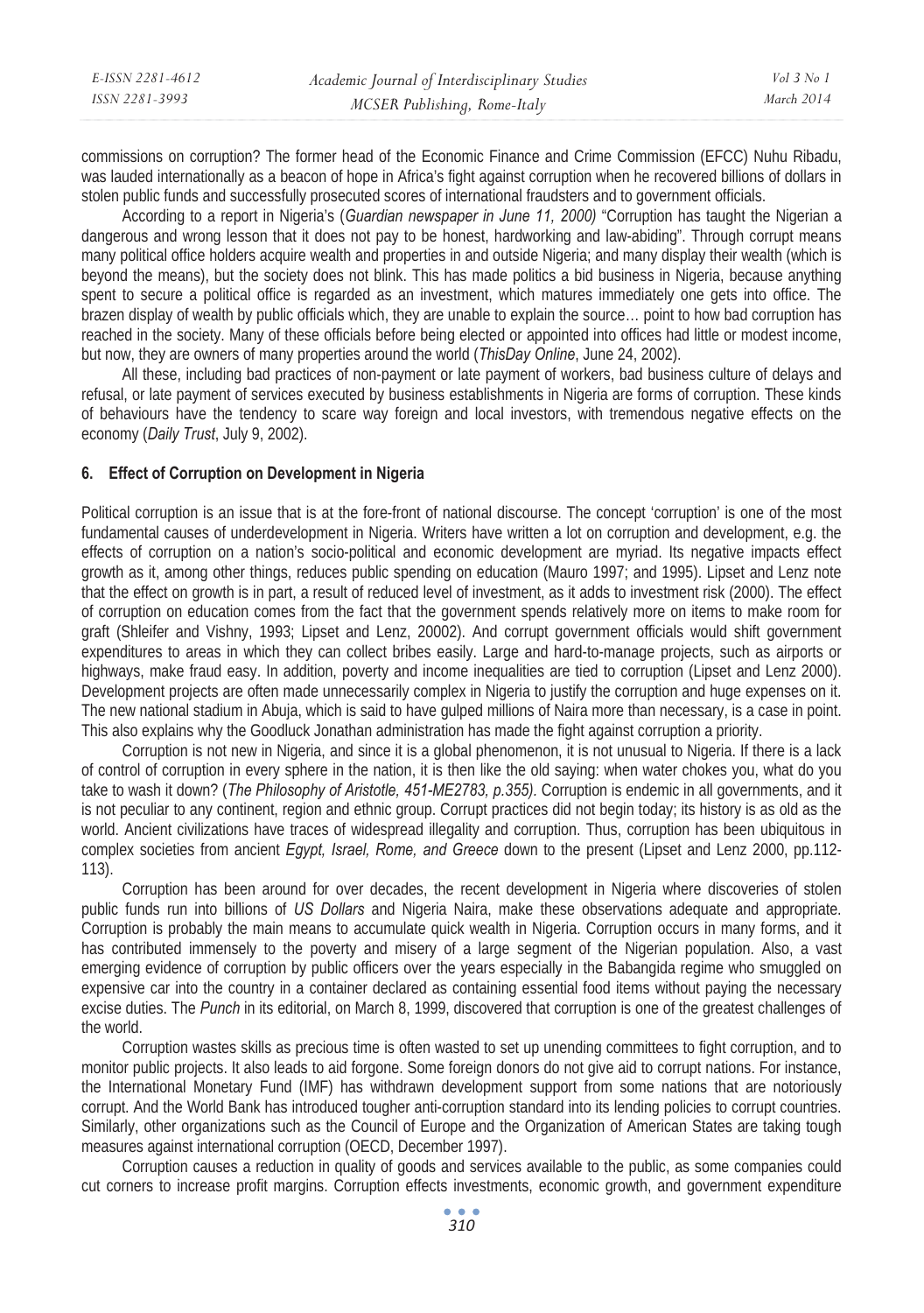commissions on corruption? The former head of the Economic Finance and Crime Commission (EFCC) Nuhu Ribadu, was lauded internationally as a beacon of hope in Africa's fight against corruption when he recovered billions of dollars in stolen public funds and successfully prosecuted scores of international fraudsters and to government officials.

According to a report in Nigeria's (*Guardian newspaper in June 11, 2000)* "Corruption has taught the Nigerian a dangerous and wrong lesson that it does not pay to be honest, hardworking and law-abiding". Through corrupt means many political office holders acquire wealth and properties in and outside Nigeria; and many display their wealth (which is beyond the means), but the society does not blink. This has made politics a bid business in Nigeria, because anything spent to secure a political office is regarded as an investment, which matures immediately one gets into office. The brazen display of wealth by public officials which, they are unable to explain the source… point to how bad corruption has reached in the society. Many of these officials before being elected or appointed into offices had little or modest income, but now, they are owners of many properties around the world (*ThisDay Online*, June 24, 2002).

All these, including bad practices of non-payment of workers, bad business culture of delays and refusal, or late payment of services executed by business establishments in Nigeria are forms of corruption. These kinds of behaviours have the tendency to scare way foreign and local investors, with tremendous negative effects on the economy (*Daily Trust*, July 9, 2002).

### 6. Effect of Corruption on Development in Nigeria

Political corruption is an issue that is at the fore-front of national discourse. The concept 'corruption' is one of the most fundamental causes of underdevelopment in Nigeria. Writers have written a lot on corruption and development, e.g. the effects of corruption on a nation's socio-political and economic development are myriad. Its negative impacts effect growth as it, among other things, reduces public spending on education (Mauro 1997; and 1995). Lipset and Lenz note that the effect on growth is in part, a result of reduced level of investment, as it adds to investment risk (2000). The effect of corruption on education comes from the fact that the government spends relatively more on items to make room for graft (Shleifer and Vishny, 1993; Lipset and Lenz, 20002). And corrupt government officials would shift government expenditures to areas in which they can collect bribes easily. Large and hard-to-manage projects, such as airports or highways, make fraud easy. In addition, poverty and income inequalities are tied to corruption (Lipset and Lenz 2000). Development projects are often made unnecessarily complex in Nigeria to justify the corruption and huge expenses on it. The new national stadium in Abuja, which is said to have gulped millions of Naira more than necessary, is a case in point. This also explains why the Goodluck Jonathan administration has made the fight against corruption a priority.

Corruption is not new in Nigeria, and since it is a global phenomenon, it is not unusual to Nigeria. If there is a lack of control of corruption in every sphere in the nation, it is then like the old saying: when water chokes you, what do you take to wash it down? (*The Philosophy of Aristotle, 451-ME2783, p.355).* Corruption is endemic in all governments, and it is not peculiar to any continent, region and ethnic group. Corrupt practices did not begin today; its history is as old as the world. Ancient civilizations have traces of widespread illegality and corruption. Thus, corruption has been ubiquitous in complex societies from ancient *Egypt, Israel, Rome, and Greece* down to the present (Lipset and Lenz 2000, pp.112-113).

Corruption has been around for over decades, the recent development in Nigeria where discoveries of stolen public funds run into billions of *US Dollars* and Nigeria Naira, make these observations adequate and appropriate. Corruption is probably the main means to accumulate quick wealth in Nigeria. Corruption occurs in many forms, and it has contributed immensely to the poverty and misery of a large segment of the Nigerian population. Also, a vast emerging evidence of corruption by public officers over the years especially in the Babangida regime who smuggled on expensive car into the country in a container declared as containing essential food items without paying the necessary excise duties. The *Punch* in its editorial, on March 8, 1999, discovered that corruption is one of the greatest challenges of the world.

Corruption wastes skills as precious time is often wasted to set up unending committees to fight corruption, and to monitor public projects. It also leads to aid forgone. Some foreign donors do not give aid to corrupt nations. For instance, the International Monetary Fund (IMF) has withdrawn development support from some nations that are notoriously corrupt. And the World Bank has introduced tougher anti-corruption standard into its lending policies to corrupt countries. Similarly, other organizations such as the Council of Europe and the Organization of American States are taking tough measures against international corruption (OECD, December 1997).

Corruption causes a reduction in quality of goods and services available to the public, as some companies could cut corners to increase profit margins. Corruption effects investments, economic growth, and government expenditure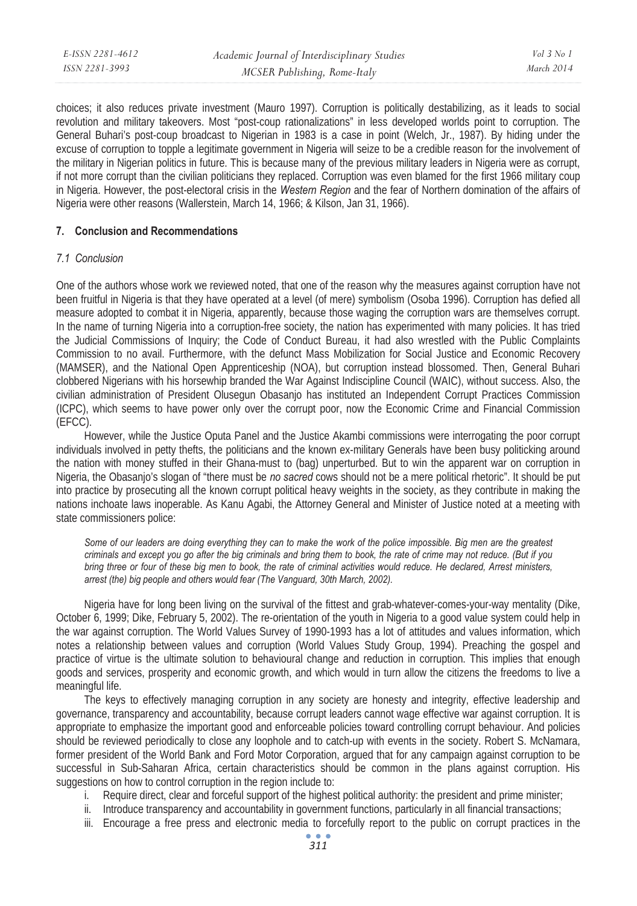choices; it also reduces private investment (Mauro 1997). Corruption is politically destabilizing, as it leads to social revolution and military takeovers. Most "post-coup rationalizations" in less developed worlds point to corruption. The General Buhari's post-coup broadcast to Nigerian in 1983 is a case in point (Welch, Jr., 1987). By hiding under the excuse of corruption to topple a legitimate government in Nigeria will seize to be a credible reason for the involvement of the military in Nigerian politics in future. This is because many of the previous military leaders in Nigeria were as corrupt, if not more corrupt than the civilian politicians they replaced. Corruption was even blamed for the first 1966 military coup in Nigeria. However, the post-electoral crisis in the *Western Region* and the fear of Northern domination of the affairs of Nigeria were other reasons (Wallerstein, March 14, 1966; & Kilson, Jan 31, 1966).

## 7. Conclusion and Recommendations

### *7.1 Conclusion*

One of the authors whose work we reviewed noted, that one of the reason why the measures against corruption have not been fruitful in Nigeria is that they have operated at a level (of mere) symbolism (Osoba 1996). Corruption has defied all measure adopted to combat it in Nigeria, apparently, because those waging the corruption wars are themselves corrupt. In the name of turning Nigeria into a corruption-free society, the nation has experimented with many policies. It has tried the Judicial Commissions of Inquiry; the Code of Conduct Bureau, it had also wrestled with the Public Complaints Commission to no avail. Furthermore, with the defunct Mass Mobilization for Social Justice and Economic Recovery (MAMSER), and the National Open Apprenticeship (NOA), but corruption instead blossomed. Then, General Buhari clobbered Nigerians with his horsewhip branded the War Against Indiscipline Council (WAIC), without success. Also, the civilian administration of President Olusegun Obasanjo has instituted an Independent Corrupt Practices Commission (ICPC), which seems to have power only over the corrupt poor, now the Economic Crime and Financial Commission (EFCC).

However, while the Justice Oputa Panel and the Justice Akambi commissions were interrogating the poor corrupt individuals involved in petty thefts, the politicians and the known ex-military Generals have been busy politicking around the nation with money stuffed in their Ghana-must to (bag) unperturbed. But to win the apparent war on corruption in Nigeria, the Obasanjo's slogan of "there must be *no sacred* cows should not be a mere political rhetoric". It should be put into practice by prosecuting all the known corrupt political heavy weights in the society, as they contribute in making the nations inchoate laws inoperable. As Kanu Agabi, the Attorney General and Minister of Justice noted at a meeting with state commissioners police:

> *Some of our leaders are doing everything they can to make the work of the police impossible. Big men are the greatest criminals and except you go after the big criminals and bring them to book, the rate of crime may not reduce. (But if you bring three or four of these big men to book, the rate of criminal activities would reduce. He declared, Arrest ministers, arrest (the) big people and others would fear (The Vanguard, 30th March, 2002).*

Nigeria have for long been living on the survival of the fittest and grab-whatever-comes-your-way mentality (Dike, October 6, 1999; Dike, February 5, 2002). The re-orientation of the youth in Nigeria to a good value system could help in the war against corruption. The World Values Survey of 1990-1993 has a lot of attitudes and values information, which notes a relationship between values and corruption (World Values Study Group, 1994). Preaching the gospel and practice of virtue is the ultimate solution to behavioural change and reduction in corruption. This implies that enough goods and services, prosperity and economic growth, and which would in turn allow the citizens the freedoms to live a meaningful life.

The keys to effectively managing corruption in any society are honesty and integrity, effective leadership and governance, transparency and accountability, because corrupt leaders cannot wage effective war against corruption. It is appropriate to emphasize the important good and enforceable policies toward controlling corrupt behaviour. And policies should be reviewed periodically to close any loophole and to catch-up with events in the society. Robert S. McNamara, former president of the World Bank and Ford Motor Corporation, argued that for any campaign against corruption to be successful in Sub-Saharan Africa, certain characteristics should be common in the plans against corruption. His suggestions on how to control corruption in the region include to:

i. Require direct, clear and forceful support of the highest political authority: the president and prime minister;
ii. Introduce transparency and accountability in government functions, particularly in all financial transactions;
iii. Encourage a free press and electronic media to forcefully report to the public on corrupt practices in the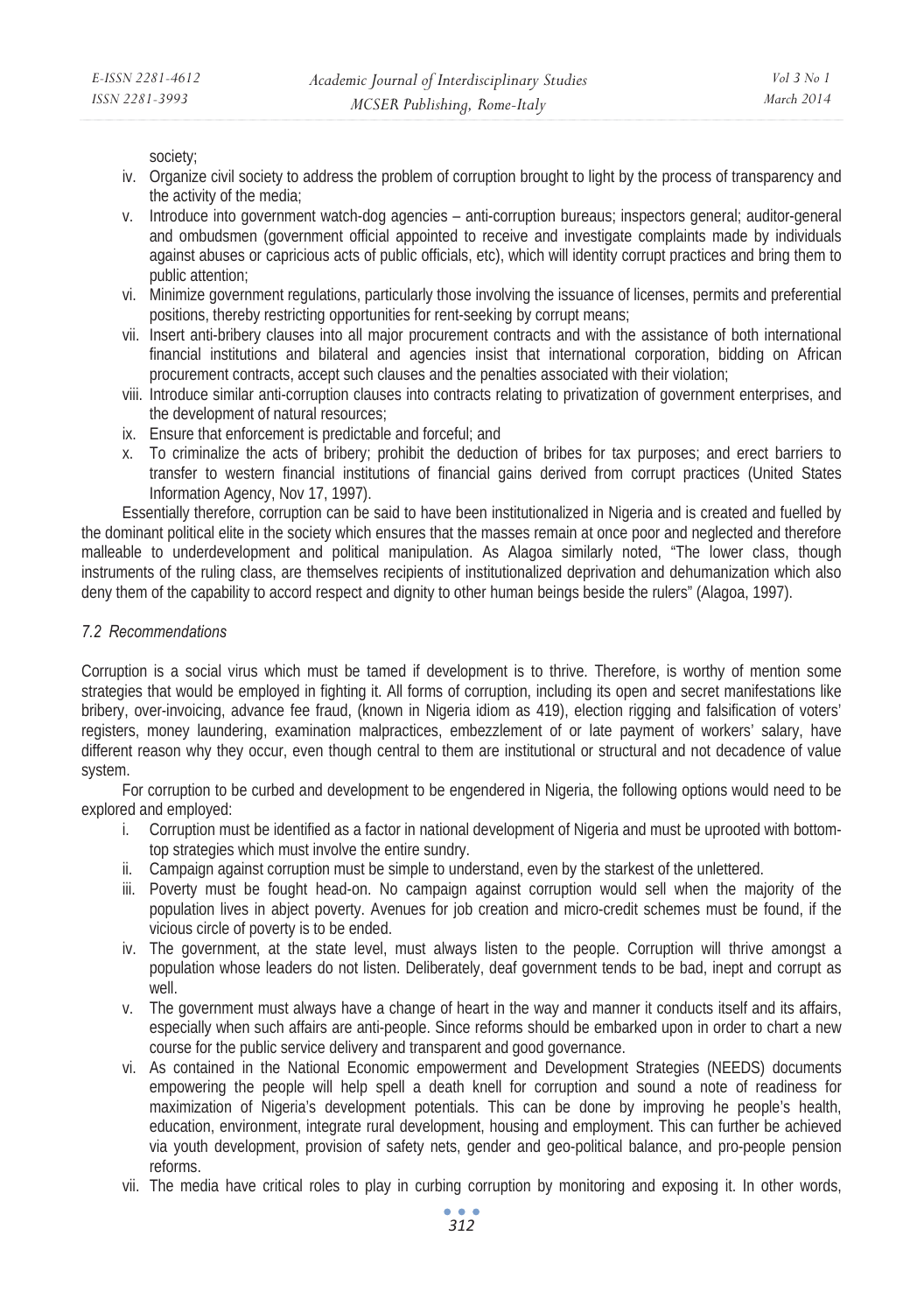society;

iv. Organize civil society to address the problem of corruption brought to light by the process of transparency and the activity of the media;
v. Introduce into government watch-dog agencies – anti-corruption bureaus; inspectors general; auditor-general and ombudsmen (government official appointed to receive and investigate complaints made by individuals against abuses or capricious acts of public officials, etc), which will identity corrupt practices and bring them to public attention;
vi. Minimize government regulations, particularly those involving the issuance of licenses, permits and preferential positions, thereby restricting opportunities for rent-seeking by corrupt means;
vii. Insert anti-bribery clauses into all major procurement contracts and with the assistance of both international financial institutions and bilateral and agencies insist that international corporation, bidding on African procurement contracts, accept such clauses and the penalties associated with their violation;
viii. Introduce similar anti-corruption clauses into contracts relating to privatization of government enterprises, and the development of natural resources;
ix. Ensure that enforcement is predictable and forceful; and
x. To criminalize the acts of bribery; prohibit the deduction of bribes for tax purposes; and erect barriers to transfer to western financial institutions of financial gains derived from corrupt practices (United States Information Agency, Nov 17, 1997).

Essentially therefore, corruption can be said to have been institutionalized in Nigeria and is created and fuelled by the dominant political elite in the society which ensures that the masses remain at once poor and neglected and therefore malleable to underdevelopment and political manipulation. As Alagoa similarly noted, "The lower class, though instruments of the ruling class, are themselves recipients of institutionalized deprivation and dehumanization which also deny them of the capability to accord respect and dignity to other human beings beside the rulers" (Alagoa, 1997).

### *7.2 Recommendations*

Corruption is a social virus which must be tamed if development is to thrive. Therefore, is worthy of mention some strategies that would be employed in fighting it. All forms of corruption, including its open and secret manifestations like bribery, over-invoicing, advance fee fraud, (known in Nigeria idiom as 419), election rigging and falsification of voters' registers, money laundering, examination malpractices, embezzlement of or late payment of workers' salary, have different reason why they occur, even though central to them are institutional or structural and not decadence of value system.

For corruption to be curbed and development to be engendered in Nigeria, the following options would need to be explored and employed:

i. Corruption must be identified as a factor in national development of Nigeria and must be uprooted with bottom-top strategies which must involve the entire sundry.
ii. Campaign against corruption must be simple to understand, even by the starkest of the unlettered.
iii. Poverty must be fought head-on. No campaign against corruption would sell when the majority of the population lives in abject poverty. Avenues for job creation and micro-credit schemes must be found, if the vicious circle of poverty is to be ended.
iv. The government, at the state level, must always listen to the people. Corruption will thrive amongst a population whose leaders do not listen. Deliberately, deaf government tends to be bad, inept and corrupt as well.
v. The government must always have a change of heart in the way and manner it conducts itself and its affairs, especially when such affairs are anti-people. Since reforms should be embarked upon in order to chart a new course for the public service delivery and transparent and good governance.
vi. As contained in the National Economic empowerment and Development Strategies (NEEDS) documents empowering the people will help spell a death knell for corruption and sound a note of readiness for maximization of Nigeria's development potentials. This can be done by improving he people's health, education, environment, integrate rural development, housing and employment. This can further be achieved via youth development, provision of safety nets, gender and geo-political balance, and pro-people pension reforms.
vii. The media have critical roles to play in curbing corruption by monitoring and exposing it. In other words,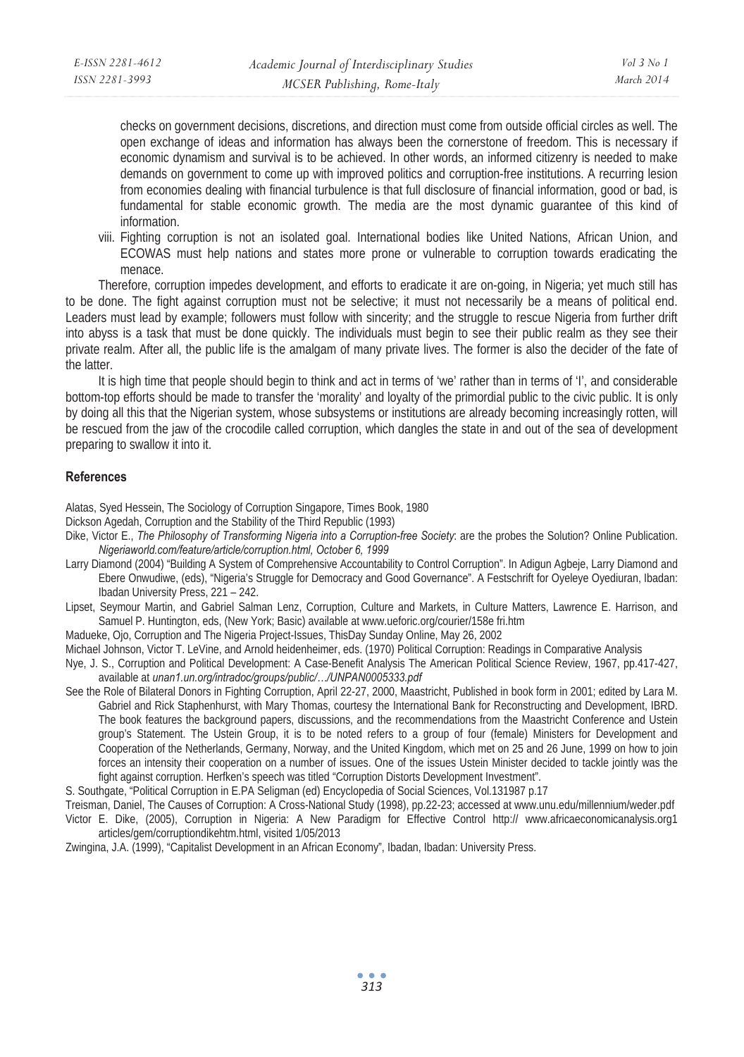checks on government decisions, discretions, and direction must come from outside official circles as well. The open exchange of ideas and information has always been the cornerstone of freedom. This is necessary if economic dynamism and survival is to be achieved. In other words, an informed citizenry is needed to make demands on government to come up with improved politics and corruption-free institutions. A recurring lesion from economies dealing with financial turbulence is that full disclosure of financial information, good or bad, is fundamental for stable economic growth. The media are the most dynamic guarantee of this kind of information.

viii. Fighting corruption is not an isolated goal. International bodies like United Nations, African Union, and ECOWAS must help nations and states more prone or vulnerable to corruption towards eradicating the menace.

Therefore, corruption impedes development, and efforts to eradicate it are on-going, in Nigeria; yet much still has to be done. The fight against corruption must not be selective; it must not necessarily be a means of political end. Leaders must lead by example; followers must follow with sincerity; and the struggle to rescue Nigeria from further drift into abyss is a task that must be done quickly. The individuals must begin to see their public realm as they see their private realm. After all, the public life is the amalgam of many private lives. The former is also the decider of the fate of the latter.

It is high time that people should begin to think and act in terms of 'we' rather than in terms of 'I', and considerable bottom-top efforts should be made to transfer the 'morality' and loyalty of the primordial public to the civic public. It is only by doing all this that the Nigerian system, whose subsystems or institutions are already becoming increasingly rotten, will be rescued from the jaw of the crocodile called corruption, which dangles the state in and out of the sea of development preparing to swallow it into it.

## References

Alatas, Syed Hessein, The Sociology of Corruption Singapore, Times Book, 1980

Dickson Agedah, Corruption and the Stability of the Third Republic (1993)

Dike, Victor E., *The Philosophy of Transforming Nigeria into a Corruption-free Society*: are the probes the Solution? Online Publication. *Nigeriaworld.com/feature/article/corruption.html, October 6, 1999*

Larry Diamond (2004) "Building A System of Comprehensive Accountability to Control Corruption". In Adigun Agbeje, Larry Diamond and Ebere Onwudiwe, (eds), "Nigeria's Struggle for Democracy and Good Governance". A Festschrift for Oyeleye Oyediuran, Ibadan: Ibadan University Press, 221 – 242.

Lipset, Seymour Martin, and Gabriel Salman Lenz, Corruption, Culture and Markets, in Culture Matters, Lawrence E. Harrison, and Samuel P. Huntington, eds, (New York; Basic) available at www.ueforic.org/courier/158e fri.htm

Madueke, Ojo, Corruption and The Nigeria Project-Issues, ThisDay Sunday Online, May 26, 2002

Michael Johnson, Victor T. LeVine, and Arnold heidenheimer, eds. (1970) Political Corruption: Readings in Comparative Analysis

Nye, J. S., Corruption and Political Development: A Case-Benefit Analysis The American Political Science Review, 1967, pp.417-427, available at *unan1.un.org/intradoc/groups/public/…/UNPAN0005333.pdf*

See the Role of Bilateral Donors in Fighting Corruption, April 22-27, 2000, Maastricht, Published in book form in 2001; edited by Lara M. Gabriel and Rick Staphenhurst, with Mary Thomas, courtesy the International Bank for Reconstructing and Development, IBRD. The book features the background papers, discussions, and the recommendations from the Maastricht Conference and Ustein group's Statement. The Ustein Group, it is to be noted refers to a group of four (female) Ministers for Development and Cooperation of the Netherlands, Germany, Norway, and the United Kingdom, which met on 25 and 26 June, 1999 on how to join forces an intensity their cooperation on a number of issues. One of the issues Ustein Minister decided to tackle jointly was the fight against corruption. Herfken's speech was titled "Corruption Distorts Development Investment".

S. Southgate, "Political Corruption in E.PA Seligman (ed) Encyclopedia of Social Sciences, Vol.131987 p.17

Treisman, Daniel, The Causes of Corruption: A Cross-National Study (1998), pp.22-23; accessed at www.unu.edu/millennium/weder.pdf

Victor E. Dike, (2005), Corruption in Nigeria: A New Paradigm for Effective Control http:// www.africaeconomicanalysis.org1 articles/gem/corruptiondikehtm.html, visited 1/05/2013

Zwingina, J.A. (1999), "Capitalist Development in an African Economy", Ibadan, Ibadan: University Press.